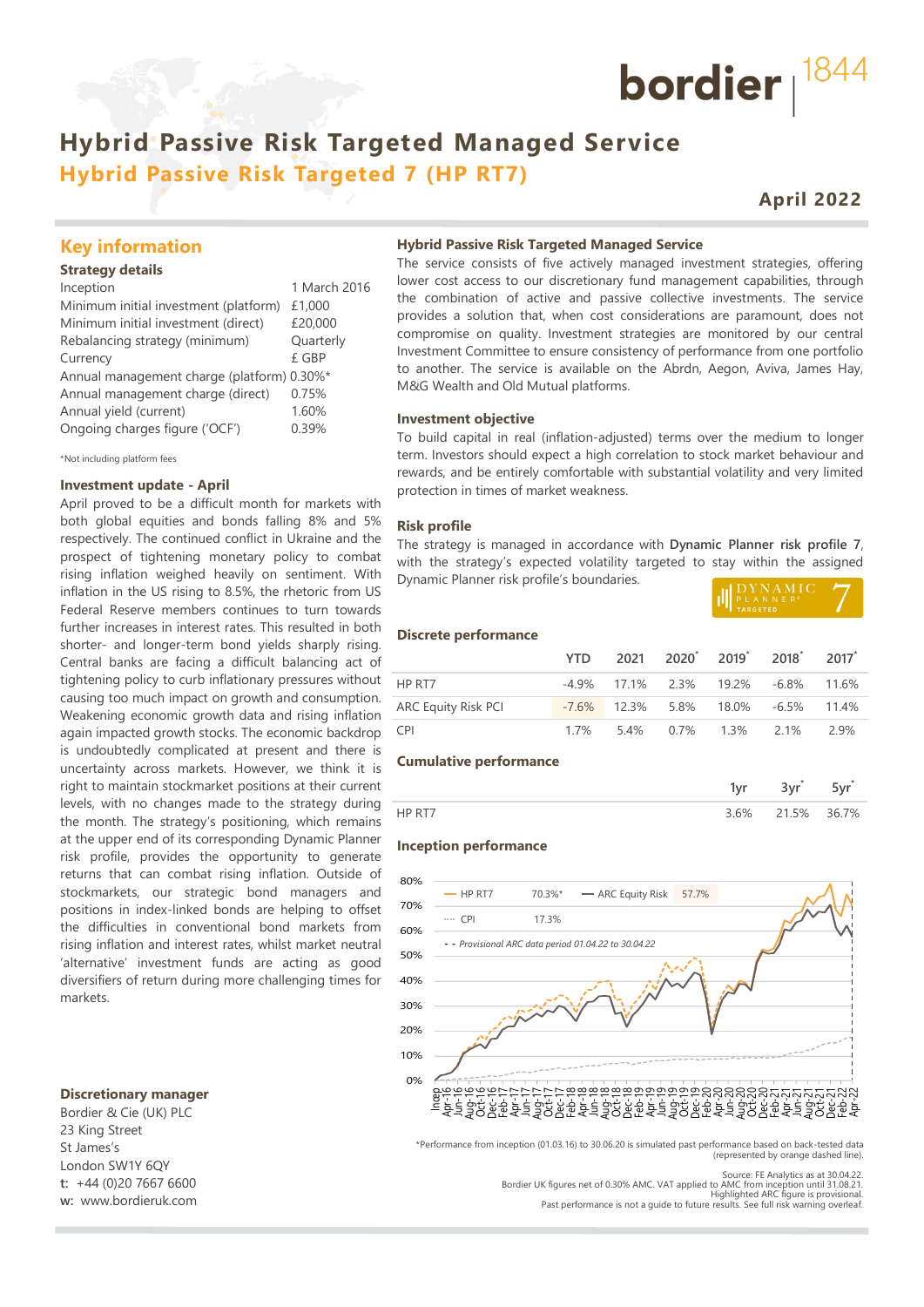bordier | 1844

# Hybrid Passive Risk Targeted Managed Service

## Hybrid Passive Risk Targeted 7 (HP RT7)

**April 2022**

## Key information

**Strategy details**

| | |
|---|---|
| Inception | 1 March 2016 |
| Minimum initial investment (platform) | £1,000 |
| Minimum initial investment (direct) | £20,000 |
| Rebalancing strategy (minimum) | Quarterly |
| Currency | £ GBP |
| Annual management charge (platform) | 0.30%* |
| Annual management charge (direct) | 0.75% |
| Annual yield (current) | 1.60% |
| Ongoing charges figure ('OCF') | 0.39% |

*Not including platform fees

### Investment update - April

April proved to be a difficult month for markets with both global equities and bonds falling 8% and 5% respectively. The continued conflict in Ukraine and the prospect of tightening monetary policy to combat rising inflation weighed heavily on sentiment. With inflation in the US rising to 8.5%, the rhetoric from US Federal Reserve members continues to turn towards further increases in interest rates. This resulted in both shorter- and longer-term bond yields sharply rising. Central banks are facing a difficult balancing act of tightening policy to curb inflationary pressures without causing too much impact on growth and consumption. Weakening economic growth data and rising inflation again impacted growth stocks. The economic backdrop is undoubtedly complicated at present and there is uncertainty across markets. However, we think it is right to maintain stockmarket positions at their current levels, with no changes made to the strategy during the month. The strategy's positioning, which remains at the upper end of its corresponding Dynamic Planner risk profile, provides the opportunity to generate returns that can combat rising inflation. Outside of stockmarkets, our strategic bond managers and positions in index-linked bonds are helping to offset the difficulties in conventional bond markets from rising inflation and interest rates, whilst market neutral 'alternative' investment funds are acting as good diversifiers of return during more challenging times for markets.

### Hybrid Passive Risk Targeted Managed Service

The service consists of five actively managed investment strategies, offering lower cost access to our discretionary fund management capabilities, through the combination of active and passive collective investments. The service provides a solution that, when cost considerations are paramount, does not compromise on quality. Investment strategies are monitored by our central Investment Committee to ensure consistency of performance from one portfolio to another. The service is available on the Abrdn, Aegon, Aviva, James Hay, M&G Wealth and Old Mutual platforms.

### Investment objective

To build capital in real (inflation-adjusted) terms over the medium to longer term. Investors should expect a high correlation to stock market behaviour and rewards, and be entirely comfortable with substantial volatility and very limited protection in times of market weakness.

### Risk profile

The strategy is managed in accordance with **Dynamic Planner risk profile 7**, with the strategy's expected volatility targeted to stay within the assigned Dynamic Planner risk profile's boundaries.

DYNAMIC PLANNER® TARGETED 7

### Discrete performance

| | YTD | 2021 | 2020* | 2019* | 2018* | 2017* |
|---|---|---|---|---|---|---|
| HP RT7 | -4.9% | 17.1% | 2.3% | 19.2% | -6.8% | 11.6% |
| ARC Equity Risk PCI | -7.6% | 12.3% | 5.8% | 18.0% | -6.5% | 11.4% |
| CPI | 1.7% | 5.4% | 0.7% | 1.3% | 2.1% | 2.9% |

### Cumulative performance

| | 1yr | 3yr* | 5yr* |
|---|---|---|---|
| HP RT7 | 3.6% | 21.5% | 36.7% |

### Inception performance

HP RT7 70.3%* — ARC Equity Risk 57.7% — CPI 17.3%

Provisional ARC data period 01.04.22 to 30.04.22

*Performance from inception (01.03.16) to 30.06.20 is simulated past performance based on back-tested data (represented by orange dashed line).

Source: FE Analytics as at 30.04.22.
Bordier UK figures net of 0.30% AMC. VAT applied to AMC from inception until 31.08.21.
Highlighted ARC figure is provisional.
Past performance is not a guide to future results. See full risk warning overleaf.

### Discretionary manager

Bordier & Cie (UK) PLC
23 King Street
St James's
London SW1Y 6QY
t: +44 (0)20 7667 6600
w: www.bordieruk.com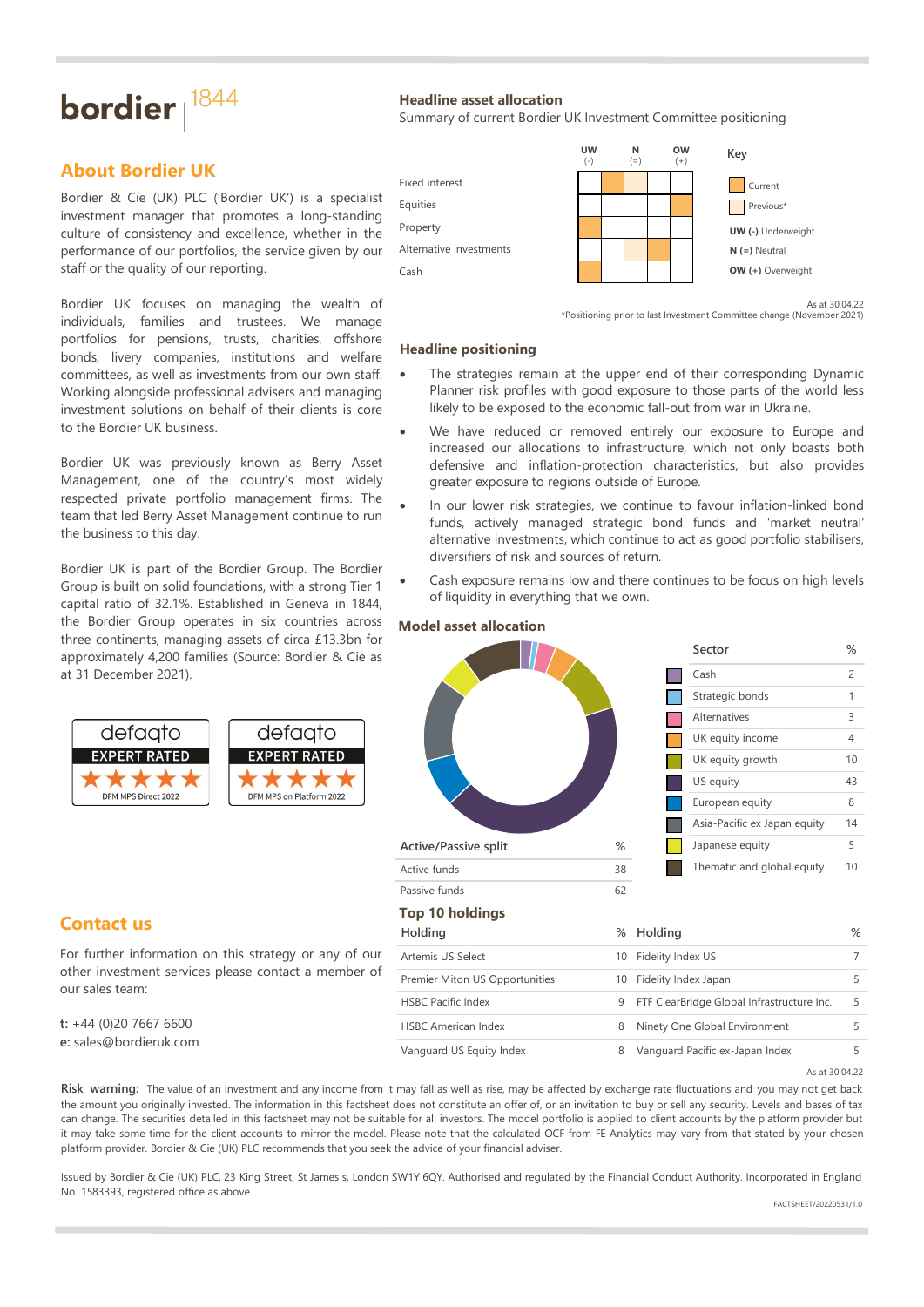# bordier 1844

## About Bordier UK

Bordier & Cie (UK) PLC ('Bordier UK') is a specialist investment manager that promotes a long-standing culture of consistency and excellence, whether in the performance of our portfolios, the service given by our staff or the quality of our reporting.

Bordier UK focuses on managing the wealth of individuals, families and trustees. We manage portfolios for pensions, trusts, charities, offshore bonds, livery companies, institutions and welfare committees, as well as investments from our own staff. Working alongside professional advisers and managing investment solutions on behalf of their clients is core to the Bordier UK business.

Bordier UK was previously known as Berry Asset Management, one of the country's most widely respected private portfolio management firms. The team that led Berry Asset Management continue to run the business to this day.

Bordier UK is part of the Bordier Group. The Bordier Group is built on solid foundations, with a strong Tier 1 capital ratio of 32.1%. Established in Geneva in 1844, the Bordier Group operates in six countries across three continents, managing assets of circa £13.3bn for approximately 4,200 families (Source: Bordier & Cie as at 31 December 2021).

defaqto EXPERT RATED DFM MPS Direct 2022

defaqto EXPERT RATED DFM MPS on Platform 2022

## Headline asset allocation

Summary of current Bordier UK Investment Committee positioning

UW (-) N (=) OW (+)

Fixed interest
Equities
Property
Alternative investments
Cash

Key
Current
Previous*
UW (-) Underweight
N (=) Neutral
OW (+) Overweight

As at 30.04.22

*Positioning prior to last Investment Committee change (November 2021)

## Headline positioning

- The strategies remain at the upper end of their corresponding Dynamic Planner risk profiles with good exposure to those parts of the world less likely to be exposed to the economic fall-out from war in Ukraine.
- We have reduced or removed entirely our exposure to Europe and increased our allocations to infrastructure, which not only boasts both defensive and inflation-protection characteristics, but also provides greater exposure to regions outside of Europe.
- In our lower risk strategies, we continue to favour inflation-linked bond funds, actively managed strategic bond funds and 'market neutral' alternative investments, which continue to act as good portfolio stabilisers, diversifiers of risk and sources of return.
- Cash exposure remains low and there continues to be focus on high levels of liquidity in everything that we own.

## Model asset allocation

| Sector | % |
|---|---|
| Cash | 2 |
| Strategic bonds | 1 |
| Alternatives | 3 |
| UK equity income | 4 |
| UK equity growth | 10 |
| US equity | 43 |
| European equity | 8 |
| Asia-Pacific ex Japan equity | 14 |
| Japanese equity | 5 |
| Thematic and global equity | 10 |

| Active/Passive split | % |
|---|---|
| Active funds | 38 |
| Passive funds | 62 |

## Top 10 holdings

| Holding | % | Holding | % |
|---|---|---|---|
| Artemis US Select | 10 | Fidelity Index US | 7 |
| Premier Miton US Opportunities | 10 | Fidelity Index Japan | 5 |
| HSBC Pacific Index | 9 | FTF ClearBridge Global Infrastructure Inc. | 5 |
| HSBC American Index | 8 | Ninety One Global Environment | 5 |
| Vanguard US Equity Index | 8 | Vanguard Pacific ex-Japan Index | 5 |

As at 30.04.22

## Contact us

For further information on this strategy or any of our other investment services please contact a member of our sales team:

**t:** +44 (0)20 7667 6600
**e:** sales@bordieruk.com

**Risk warning:** The value of an investment and any income from it may fall as well as rise, may be affected by exchange rate fluctuations and you may not get back the amount you originally invested. The information in this factsheet does not constitute an offer of, or an invitation to buy or sell any security. Levels and bases of tax can change. The securities detailed in this factsheet may not be suitable for all investors. The model portfolio is applied to client accounts by the platform provider but it may take some time for the client accounts to mirror the model. Please note that the calculated OCF from FE Analytics may vary from that stated by your chosen platform provider. Bordier & Cie (UK) PLC recommends that you seek the advice of your financial adviser.

Issued by Bordier & Cie (UK) PLC, 23 King Street, St James's, London SW1Y 6QY. Authorised and regulated by the Financial Conduct Authority. Incorporated in England No. 1583393, registered office as above.

FACTSHEET/20220531/1.0